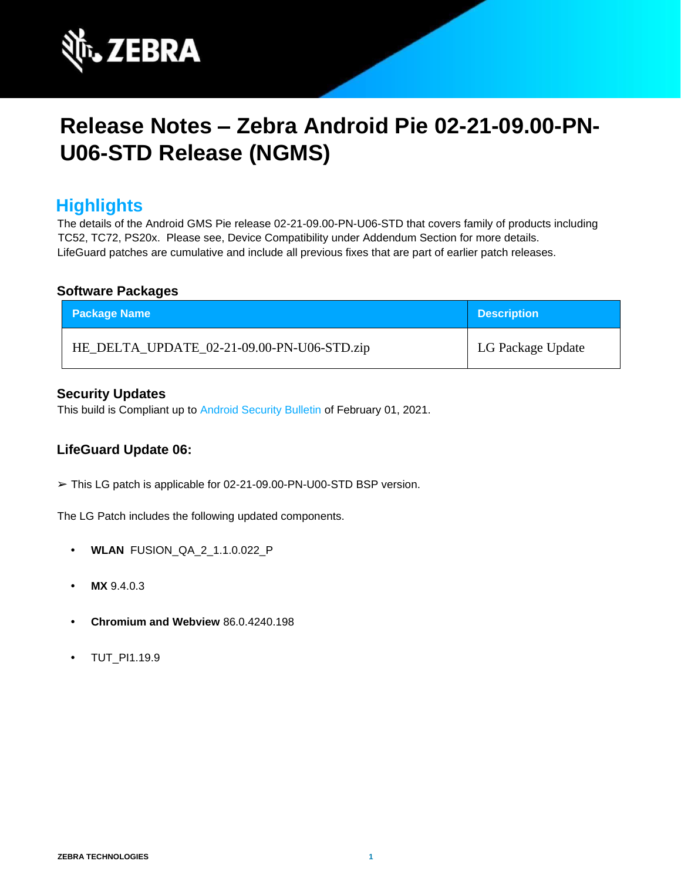# Release Notes – Zebra Android Pie 02-21-09.00-PN-U06-STD Release (NGMS)

## Highlights

The details of the Android GMS Pie release 02-21-09.00-PN-U06-STD that covers family of products including TC52, TC72, PS20x. Please see, Device Compatibility under Addendum Section for more details.
LifeGuard patches are cumulative and include all previous fixes that are part of earlier patch releases.

### Software Packages

| Package Name | Description |
|---|---|
| HE_DELTA_UPDATE_02-21-09.00-PN-U06-STD.zip | LG Package Update |

### Security Updates

This build is Compliant up to Android Security Bulletin of February 01, 2021.

### LifeGuard Update 06:

➢ This LG patch is applicable for 02-21-09.00-PN-U00-STD BSP version.

The LG Patch includes the following updated components.

- **WLAN** FUSION_QA_2_1.1.0.022_P
- **MX** 9.4.0.3
- **Chromium and Webview** 86.0.4240.198
- TUT_PI1.19.9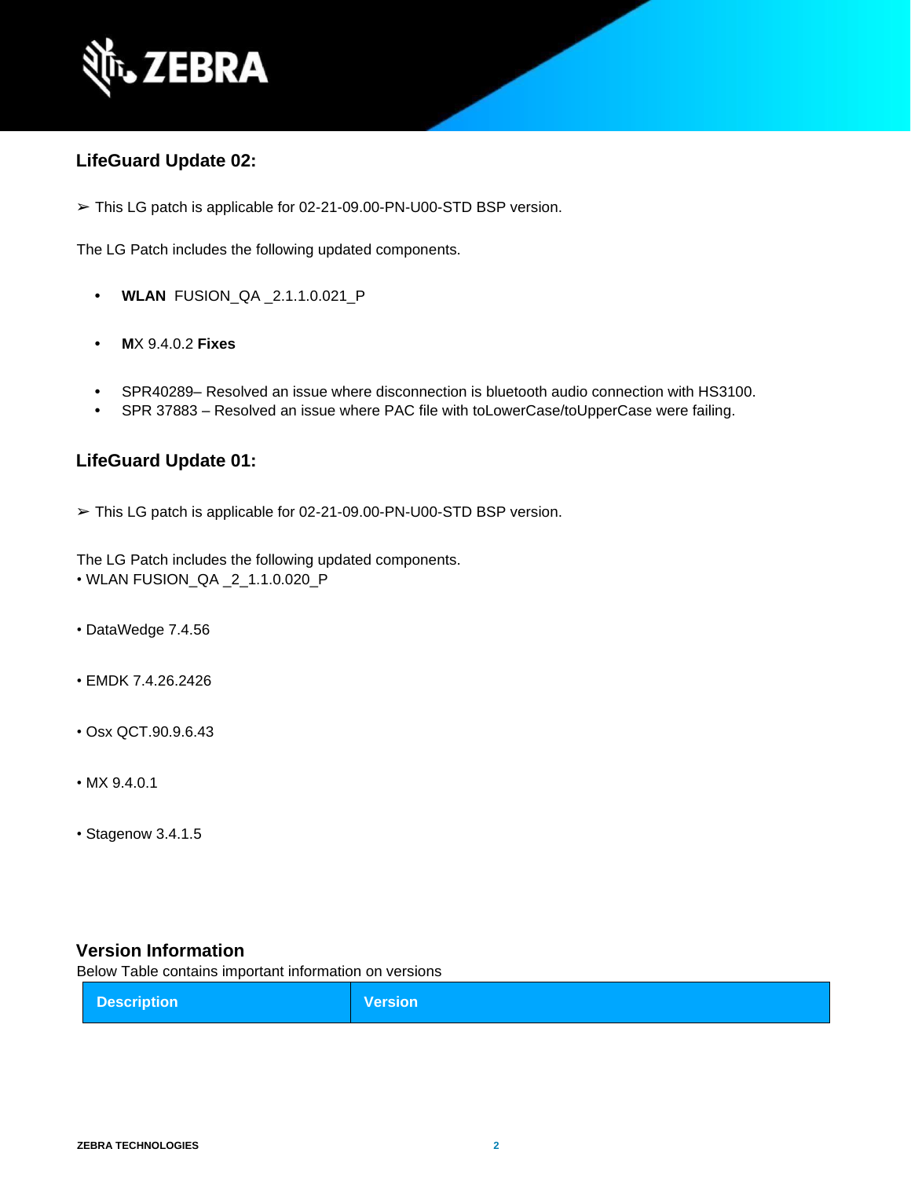## LifeGuard Update 02:

➢ This LG patch is applicable for 02-21-09.00-PN-U00-STD BSP version.

The LG Patch includes the following updated components.

- **WLAN** FUSION_QA _2.1.1.0.021_P
- **M**X 9.4.0.2 **Fixes**

- SPR40289– Resolved an issue where disconnection is bluetooth audio connection with HS3100.
- SPR 37883 – Resolved an issue where PAC file with toLowerCase/toUpperCase were failing.

## LifeGuard Update 01:

➢ This LG patch is applicable for 02-21-09.00-PN-U00-STD BSP version.

The LG Patch includes the following updated components.

- WLAN FUSION_QA _2_1.1.0.020_P
- DataWedge 7.4.56
- EMDK 7.4.26.2426
- Osx QCT.90.9.6.43
- MX 9.4.0.1
- Stagenow 3.4.1.5

## Version Information

Below Table contains important information on versions

| Description | Version |
| --- | --- |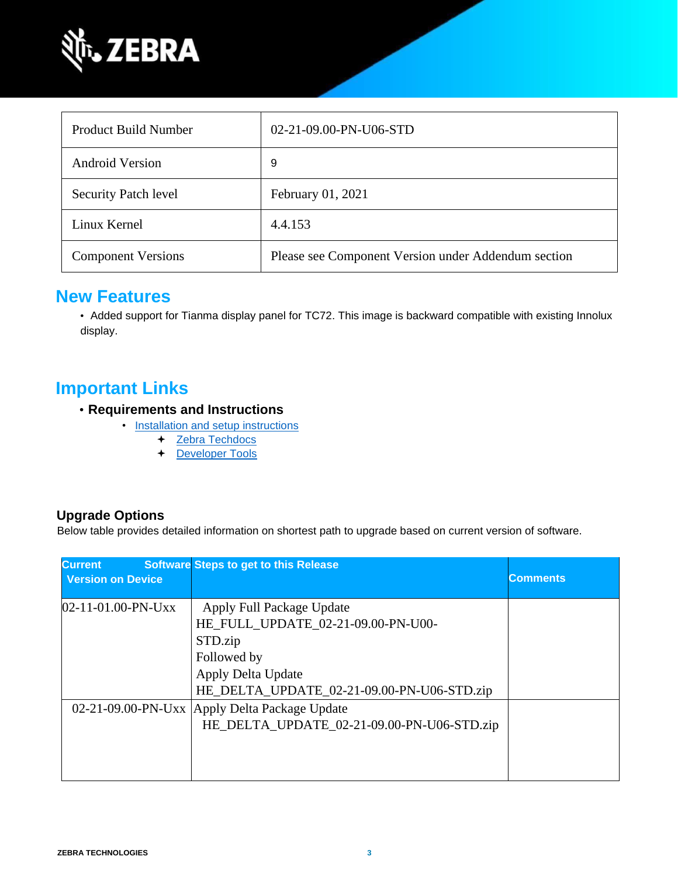| Product Build Number | 02-21-09.00-PN-U06-STD |
| --- | --- |
| Android Version | 9 |
| Security Patch level | February 01, 2021 |
| Linux Kernel | 4.4.153 |
| Component Versions | Please see Component Version under Addendum section |

## New Features

- Added support for Tianma display panel for TC72. This image is backward compatible with existing Innolux display.

## Important Links

- **Requirements and Instructions**
  - Installation and setup instructions
    - Zebra Techdocs
    - Developer Tools

### Upgrade Options

Below table provides detailed information on shortest path to upgrade based on current version of software.

| Current Software Version on Device | Steps to get to this Release | Comments |
| --- | --- | --- |
| 02-11-01.00-PN-Uxx | Apply Full Package Update HE_FULL_UPDATE_02-21-09.00-PN-U00-STD.zip Followed by Apply Delta Update HE_DELTA_UPDATE_02-21-09.00-PN-U06-STD.zip | |
| 02-21-09.00-PN-Uxx | Apply Delta Package Update HE_DELTA_UPDATE_02-21-09.00-PN-U06-STD.zip | |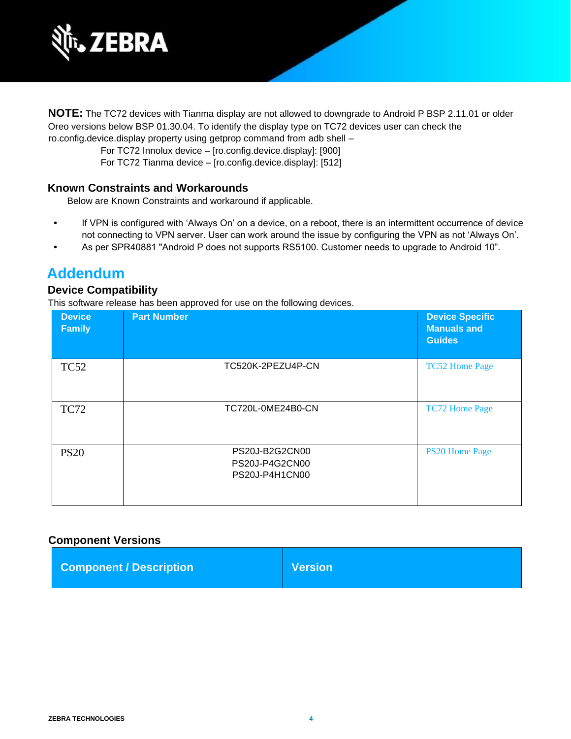**NOTE:** The TC72 devices with Tianma display are not allowed to downgrade to Android P BSP 2.11.01 or older Oreo versions below BSP 01.30.04. To identify the display type on TC72 devices user can check the ro.config.device.display property using getprop command from adb shell –

For TC72 Innolux device – [ro.config.device.display]: [900]
For TC72 Tianma device – [ro.config.device.display]: [512]

### Known Constraints and Workarounds

Below are Known Constraints and workaround if applicable.

- If VPN is configured with 'Always On' on a device, on a reboot, there is an intermittent occurrence of device not connecting to VPN server. User can work around the issue by configuring the VPN as not 'Always On'.
- As per SPR40881 "Android P does not supports RS5100. Customer needs to upgrade to Android 10".

# Addendum

### Device Compatibility

This software release has been approved for use on the following devices.

| Device Family | Part Number | Device Specific Manuals and Guides |
|---|---|---|
| TC52 | TC520K-2PEZU4P-CN | TC52 Home Page |
| TC72 | TC720L-0ME24B0-CN | TC72 Home Page |
| PS20 | PS20J-B2G2CN00<br>PS20J-P4G2CN00<br>PS20J-P4H1CN00 | PS20 Home Page |

### Component Versions

| Component / Description | Version |
|---|---|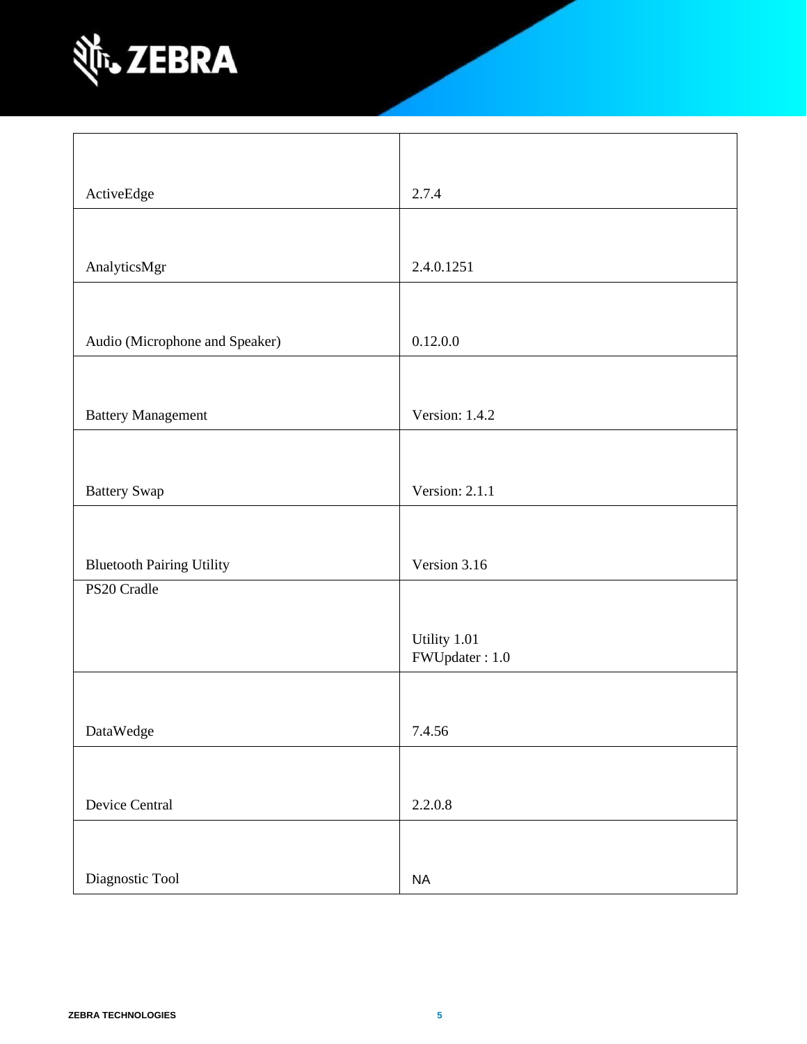| | |
|---|---|
| ActiveEdge | 2.7.4 |
| AnalyticsMgr | 2.4.0.1251 |
| Audio (Microphone and Speaker) | 0.12.0.0 |
| Battery Management | Version: 1.4.2 |
| Battery Swap | Version: 2.1.1 |
| Bluetooth Pairing Utility | Version 3.16 |
| PS20 Cradle | Utility 1.01<br>FWUpdater : 1.0 |
| DataWedge | 7.4.56 |
| Device Central | 2.2.0.8 |
| Diagnostic Tool | NA |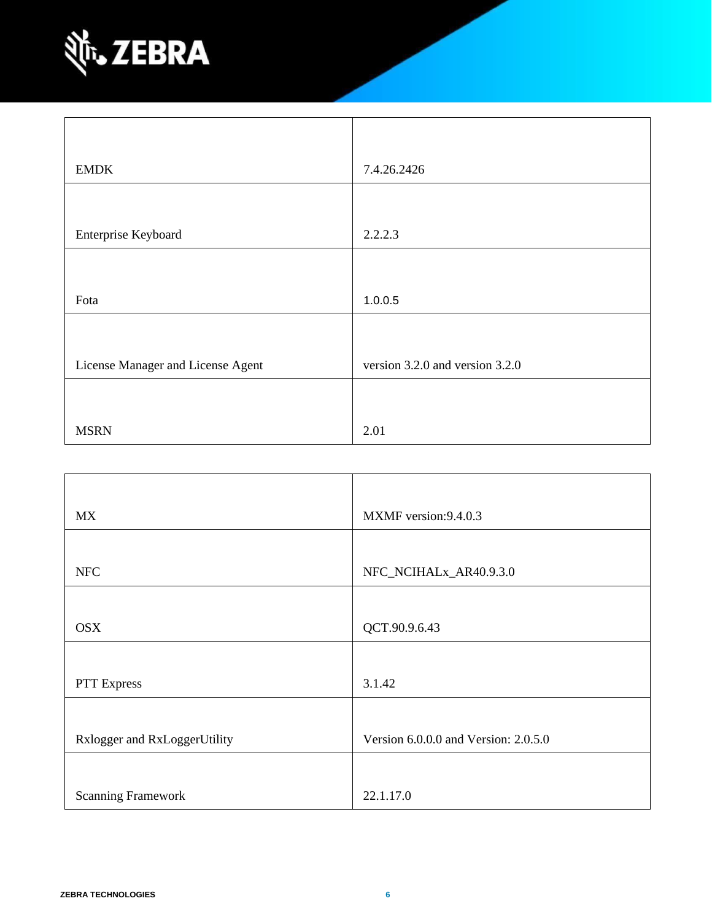| | |
|---|---|
| EMDK | 7.4.26.2426 |
| Enterprise Keyboard | 2.2.2.3 |
| Fota | 1.0.0.5 |
| License Manager and License Agent | version 3.2.0 and version 3.2.0 |
| MSRN | 2.01 |

| | |
|---|---|
| MX | MXMF version:9.4.0.3 |
| NFC | NFC_NCIHALx_AR40.9.3.0 |
| OSX | QCT.90.9.6.43 |
| PTT Express | 3.1.42 |
| Rxlogger and RxLoggerUtility | Version 6.0.0.0 and Version: 2.0.5.0 |
| Scanning Framework | 22.1.17.0 |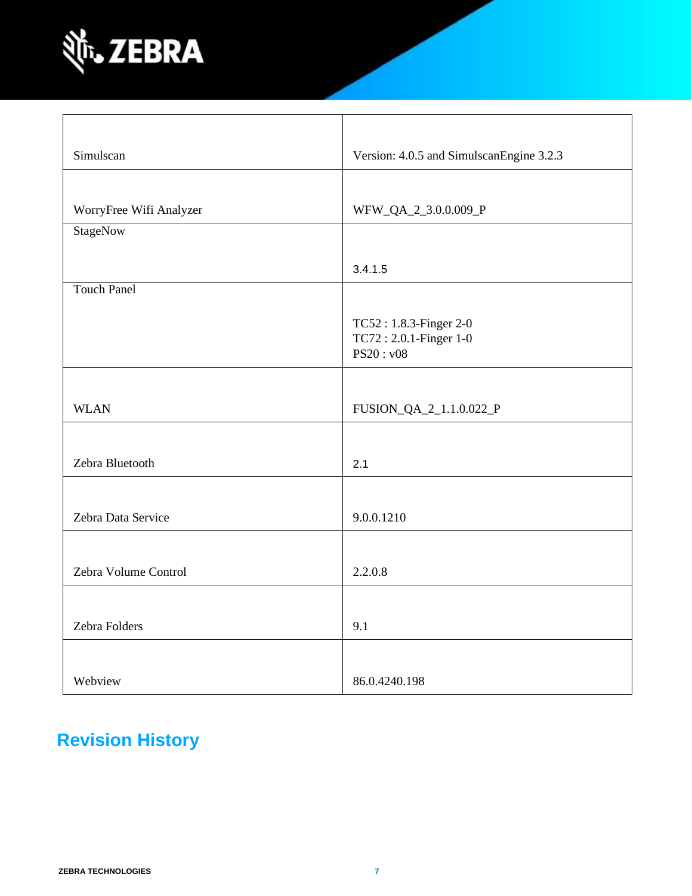| | |
|---|---|
| Simulscan | Version: 4.0.5 and SimulscanEngine 3.2.3 |
| WorryFree Wifi Analyzer | WFW_QA_2_3.0.0.009_P |
| StageNow | 3.4.1.5 |
| Touch Panel | TC52 : 1.8.3-Finger 2-0<br>TC72 : 2.0.1-Finger 1-0<br>PS20 : v08 |
| WLAN | FUSION_QA_2_1.1.0.022_P |
| Zebra Bluetooth | 2.1 |
| Zebra Data Service | 9.0.0.1210 |
| Zebra Volume Control | 2.2.0.8 |
| Zebra Folders | 9.1 |
| Webview | 86.0.4240.198 |

## Revision History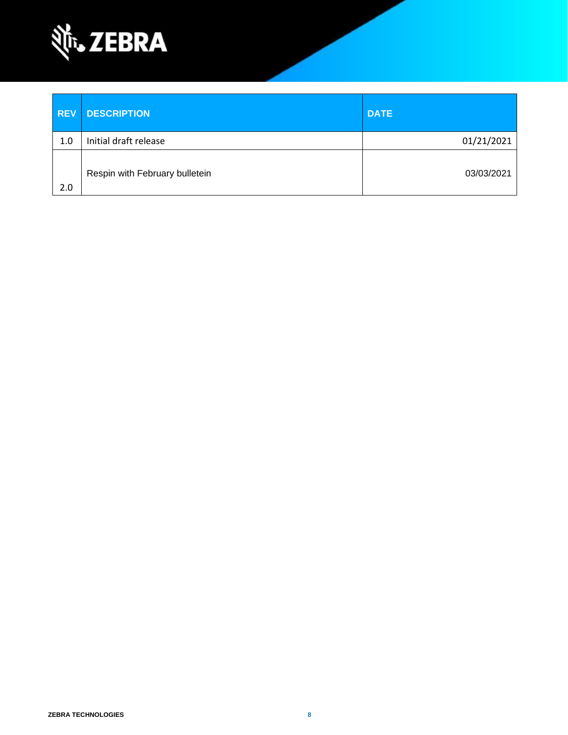| REV | DESCRIPTION | DATE |
| --- | --- | --- |
| 1.0 | Initial draft release | 01/21/2021 |
| 2.0 | Respin with February bulletein | 03/03/2021 |